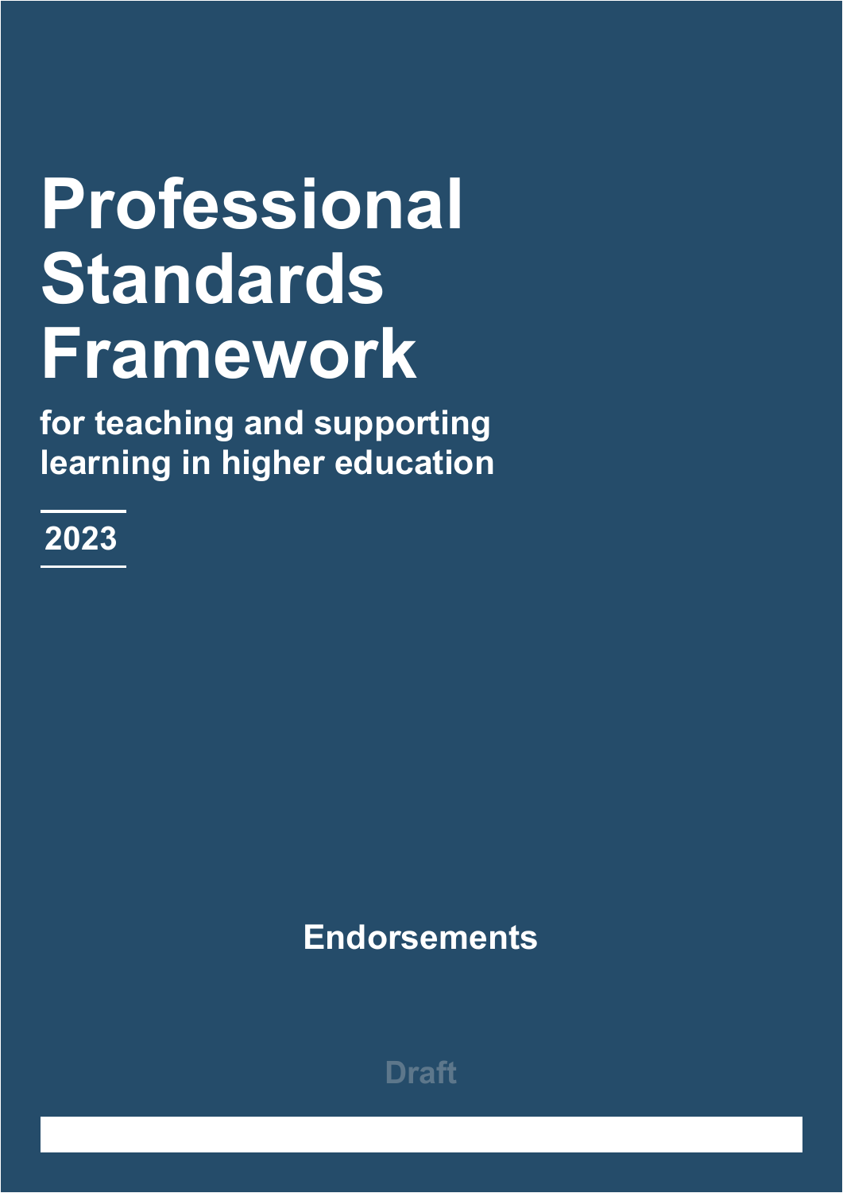# Professional Standards Framework

## for teaching and supporting learning in higher education

2023

**Endorsements**

Draft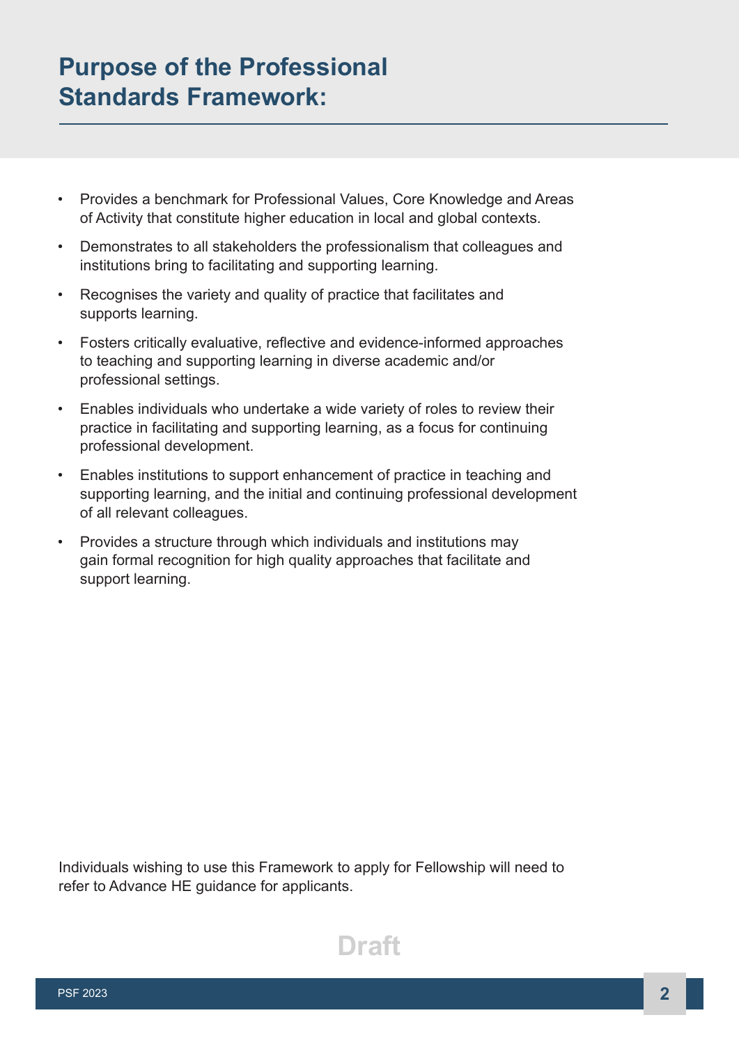# Purpose of the Professional Standards Framework:

- Provides a benchmark for Professional Values, Core Knowledge and Areas of Activity that constitute higher education in local and global contexts.
- Demonstrates to all stakeholders the professionalism that colleagues and institutions bring to facilitating and supporting learning.
- Recognises the variety and quality of practice that facilitates and supports learning.
- Fosters critically evaluative, reflective and evidence-informed approaches to teaching and supporting learning in diverse academic and/or professional settings.
- Enables individuals who undertake a wide variety of roles to review their practice in facilitating and supporting learning, as a focus for continuing professional development.
- Enables institutions to support enhancement of practice in teaching and supporting learning, and the initial and continuing professional development of all relevant colleagues.
- Provides a structure through which individuals and institutions may gain formal recognition for high quality approaches that facilitate and support learning.

Individuals wishing to use this Framework to apply for Fellowship will need to refer to Advance HE guidance for applicants.

Draft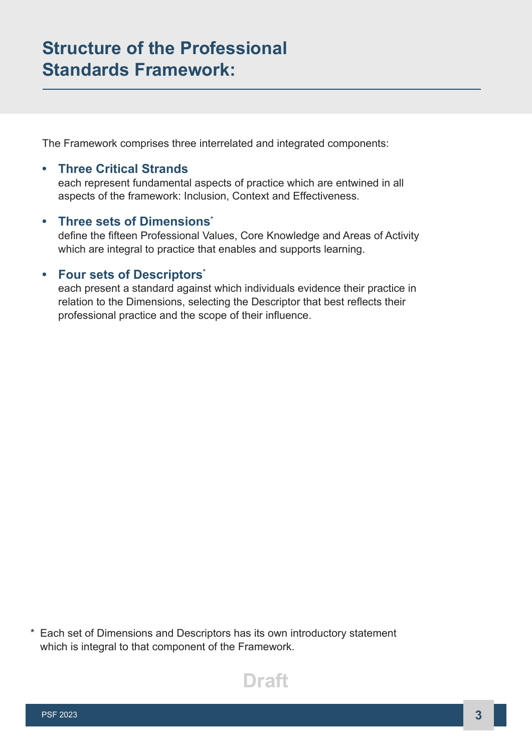## Structure of the Professional Standards Framework:

The Framework comprises three interrelated and integrated components:

- **Three Critical Strands**
  each represent fundamental aspects of practice which are entwined in all aspects of the framework: Inclusion, Context and Effectiveness.

- **Three sets of Dimensions***
  define the fifteen Professional Values, Core Knowledge and Areas of Activity which are integral to practice that enables and supports learning.

- **Four sets of Descriptors***
  each present a standard against which individuals evidence their practice in relation to the Dimensions, selecting the Descriptor that best reflects their professional practice and the scope of their influence.

\* Each set of Dimensions and Descriptors has its own introductory statement which is integral to that component of the Framework.

Draft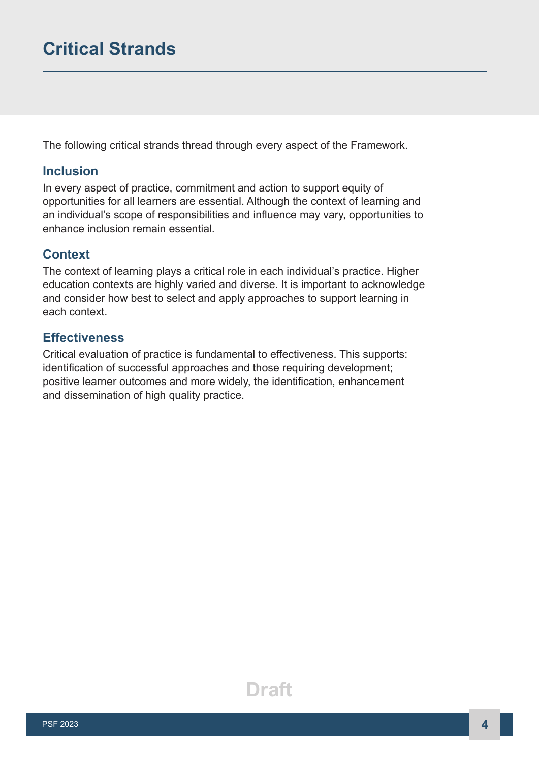# Critical Strands

The following critical strands thread through every aspect of the Framework.

## Inclusion

In every aspect of practice, commitment and action to support equity of opportunities for all learners are essential. Although the context of learning and an individual's scope of responsibilities and influence may vary, opportunities to enhance inclusion remain essential.

## Context

The context of learning plays a critical role in each individual's practice. Higher education contexts are highly varied and diverse. It is important to acknowledge and consider how best to select and apply approaches to support learning in each context.

## Effectiveness

Critical evaluation of practice is fundamental to effectiveness. This supports: identification of successful approaches and those requiring development; positive learner outcomes and more widely, the identification, enhancement and dissemination of high quality practice.

Draft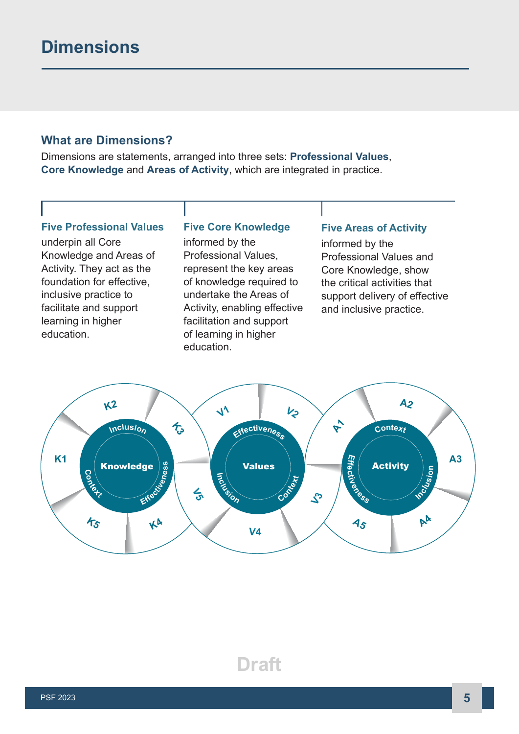# Dimensions

## What are Dimensions?

Dimensions are statements, arranged into three sets: **Professional Values**, **Core Knowledge** and **Areas of Activity**, which are integrated in practice.

**Five Professional Values**
underpin all Core Knowledge and Areas of Activity. They act as the foundation for effective, inclusive practice to facilitate and support learning in higher education.

**Five Core Knowledge**
informed by the Professional Values, represent the key areas of knowledge required to undertake the Areas of Activity, enabling effective facilitation and support of learning in higher education.

**Five Areas of Activity**
informed by the Professional Values and Core Knowledge, show the critical activities that support delivery of effective and inclusive practice.

K1 K2 K3 K4 K5 Knowledge Inclusion Effectiveness Context

V1 V2 V3 V4 V5 Values Effectiveness Context Inclusion

A1 A2 A3 A4 A5 Activity Context Inclusion Effectiveness

Draft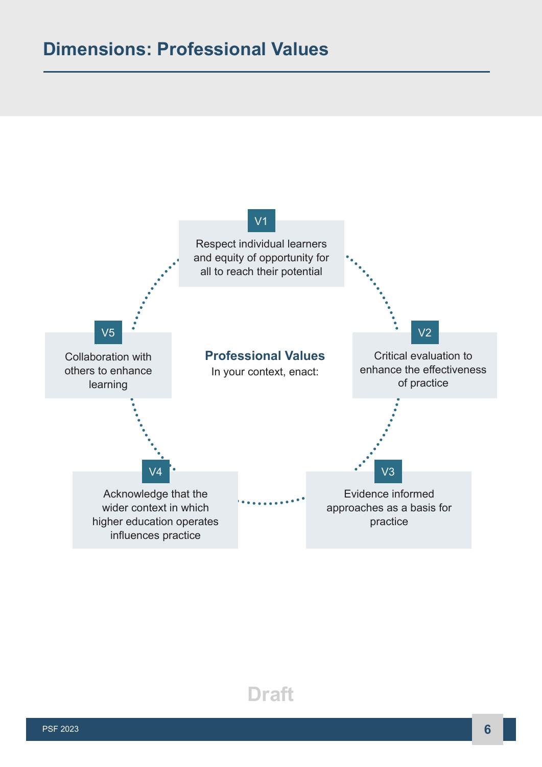# Dimensions: Professional Values

**Professional Values**
In your context, enact:

- **V1** Respect individual learners and equity of opportunity for all to reach their potential
- **V2** Critical evaluation to enhance the effectiveness of practice
- **V3** Evidence informed approaches as a basis for practice
- **V4** Acknowledge that the wider context in which higher education operates influences practice
- **V5** Collaboration with others to enhance learning

Draft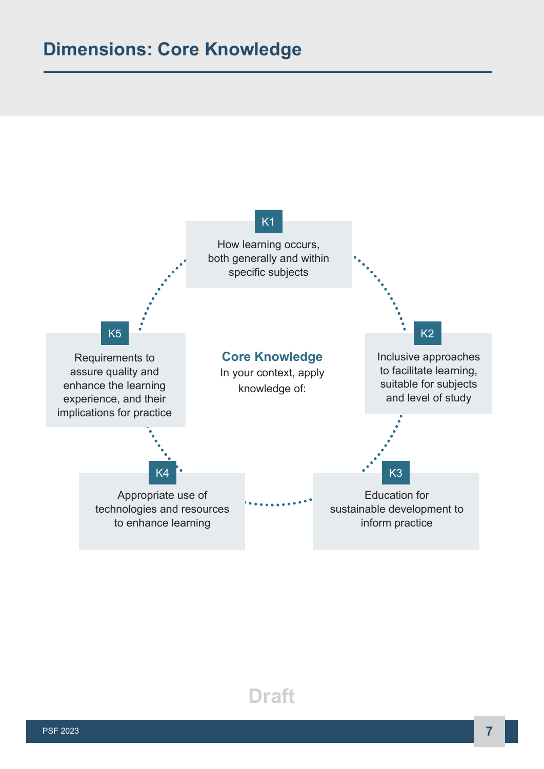# Dimensions: Core Knowledge

**Core Knowledge**

In your context, apply knowledge of:

**K1**
How learning occurs, both generally and within specific subjects

**K2**
Inclusive approaches to facilitate learning, suitable for subjects and level of study

**K3**
Education for sustainable development to inform practice

**K4**
Appropriate use of technologies and resources to enhance learning

**K5**
Requirements to assure quality and enhance the learning experience, and their implications for practice

Draft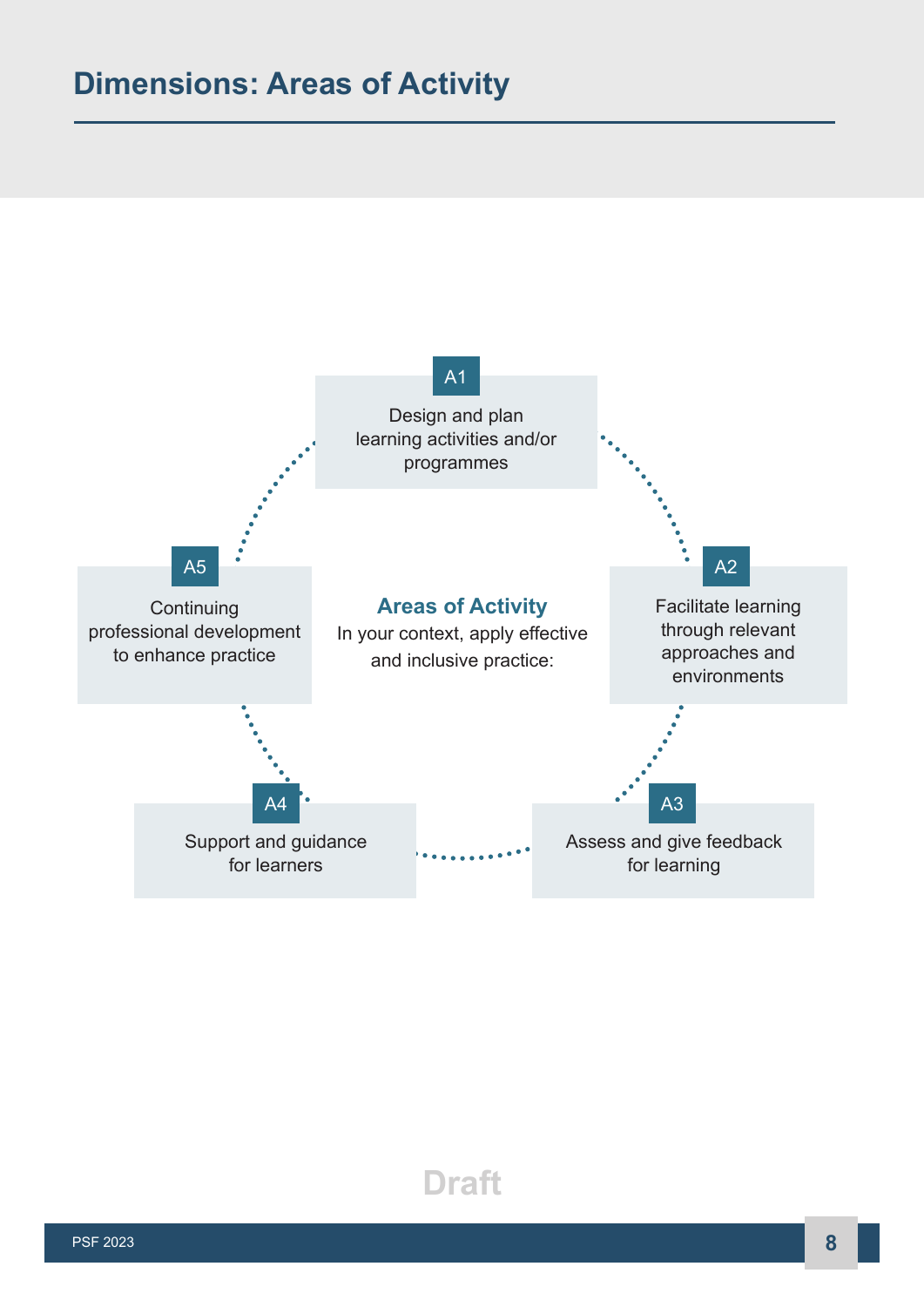# Dimensions: Areas of Activity

**Areas of Activity**

In your context, apply effective and inclusive practice:

**A1**
Design and plan learning activities and/or programmes

**A2**
Facilitate learning through relevant approaches and environments

**A3**
Assess and give feedback for learning

**A4**
Support and guidance for learners

**A5**
Continuing professional development to enhance practice

Draft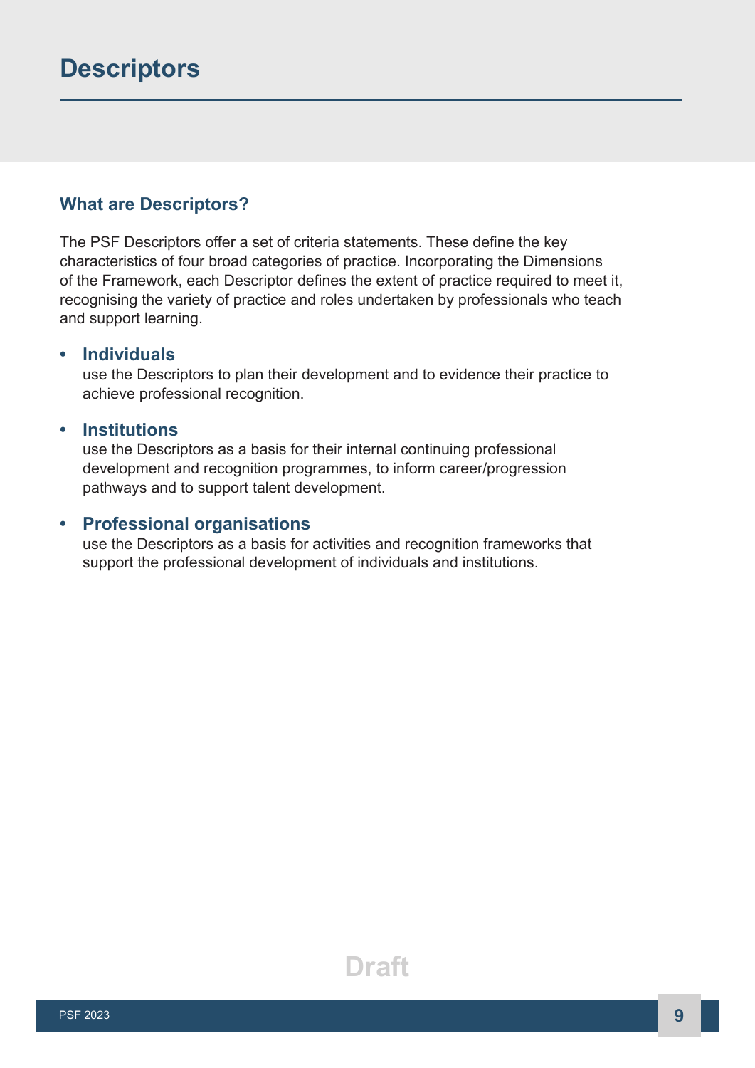# Descriptors

## What are Descriptors?

The PSF Descriptors offer a set of criteria statements. These define the key characteristics of four broad categories of practice. Incorporating the Dimensions of the Framework, each Descriptor defines the extent of practice required to meet it, recognising the variety of practice and roles undertaken by professionals who teach and support learning.

- **Individuals**
  use the Descriptors to plan their development and to evidence their practice to achieve professional recognition.

- **Institutions**
  use the Descriptors as a basis for their internal continuing professional development and recognition programmes, to inform career/progression pathways and to support talent development.

- **Professional organisations**
  use the Descriptors as a basis for activities and recognition frameworks that support the professional development of individuals and institutions.

Draft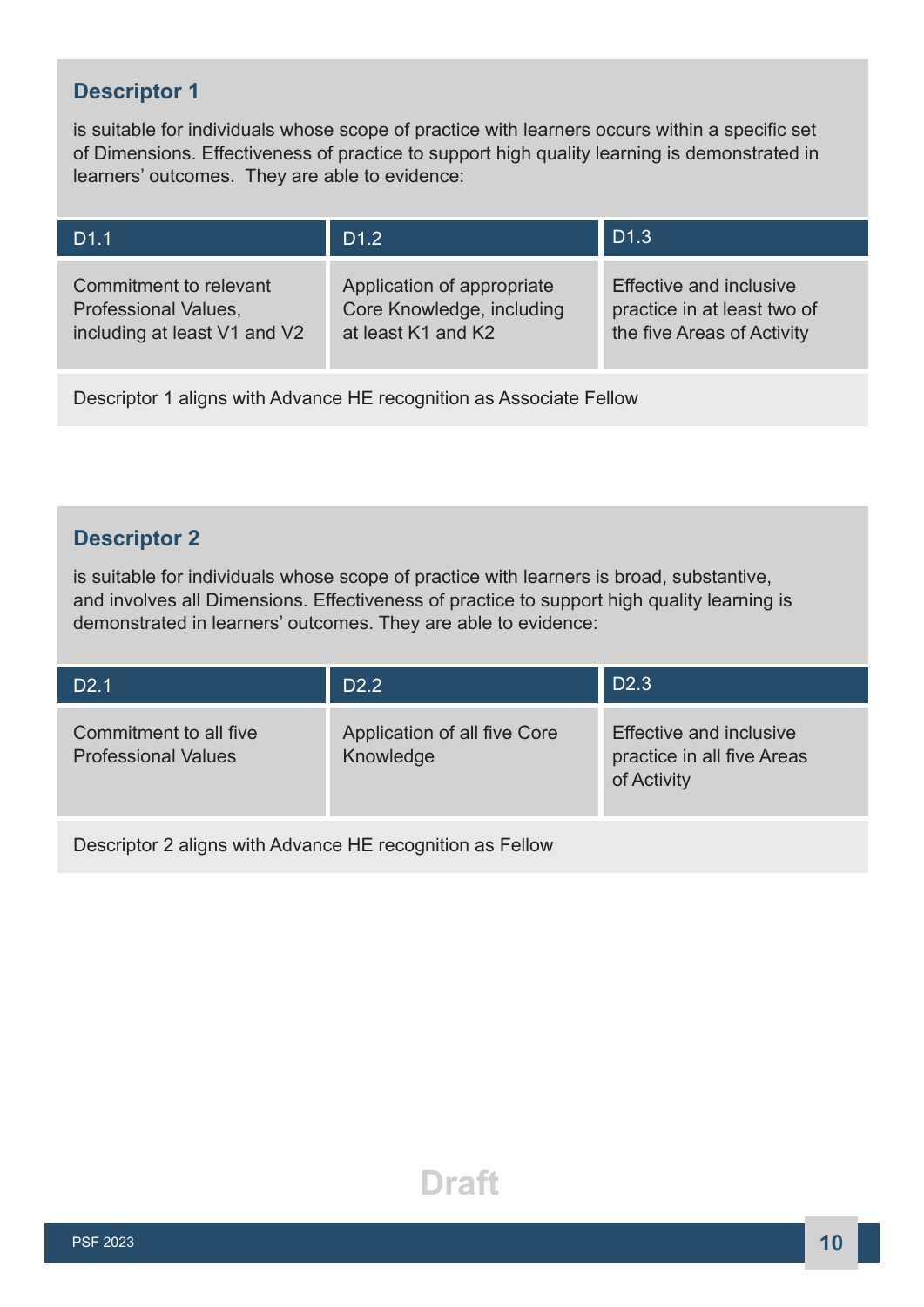## Descriptor 1

is suitable for individuals whose scope of practice with learners occurs within a specific set of Dimensions. Effectiveness of practice to support high quality learning is demonstrated in learners' outcomes. They are able to evidence:

| D1.1 | D1.2 | D1.3 |
|---|---|---|
| Commitment to relevant Professional Values, including at least V1 and V2 | Application of appropriate Core Knowledge, including at least K1 and K2 | Effective and inclusive practice in at least two of the five Areas of Activity |

Descriptor 1 aligns with Advance HE recognition as Associate Fellow

## Descriptor 2

is suitable for individuals whose scope of practice with learners is broad, substantive, and involves all Dimensions. Effectiveness of practice to support high quality learning is demonstrated in learners' outcomes. They are able to evidence:

| D2.1 | D2.2 | D2.3 |
|---|---|---|
| Commitment to all five Professional Values | Application of all five Core Knowledge | Effective and inclusive practice in all five Areas of Activity |

Descriptor 2 aligns with Advance HE recognition as Fellow

Draft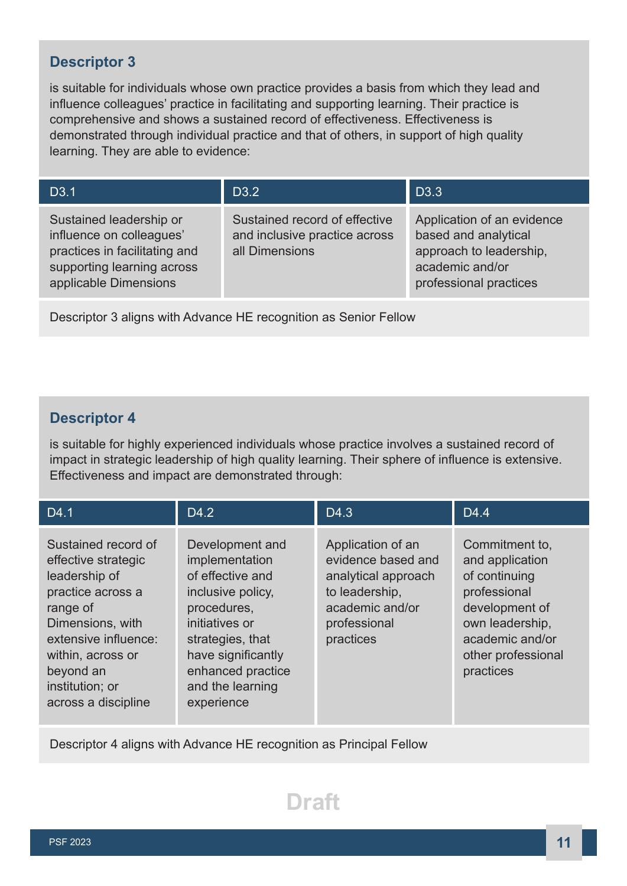## Descriptor 3

is suitable for individuals whose own practice provides a basis from which they lead and influence colleagues' practice in facilitating and supporting learning. Their practice is comprehensive and shows a sustained record of effectiveness. Effectiveness is demonstrated through individual practice and that of others, in support of high quality learning. They are able to evidence:

| D3.1 | D3.2 | D3.3 |
|---|---|---|
| Sustained leadership or influence on colleagues' practices in facilitating and supporting learning across applicable Dimensions | Sustained record of effective and inclusive practice across all Dimensions | Application of an evidence based and analytical approach to leadership, academic and/or professional practices |

Descriptor 3 aligns with Advance HE recognition as Senior Fellow

## Descriptor 4

is suitable for highly experienced individuals whose practice involves a sustained record of impact in strategic leadership of high quality learning. Their sphere of influence is extensive. Effectiveness and impact are demonstrated through:

| D4.1 | D4.2 | D4.3 | D4.4 |
|---|---|---|---|
| Sustained record of effective strategic leadership of practice across a range of Dimensions, with extensive influence: within, across or beyond an institution; or across a discipline | Development and implementation of effective and inclusive policy, procedures, initiatives or strategies, that have significantly enhanced practice and the learning experience | Application of an evidence based and analytical approach to leadership, academic and/or professional practices | Commitment to, and application of continuing professional development of own leadership, academic and/or other professional practices |

Descriptor 4 aligns with Advance HE recognition as Principal Fellow

Draft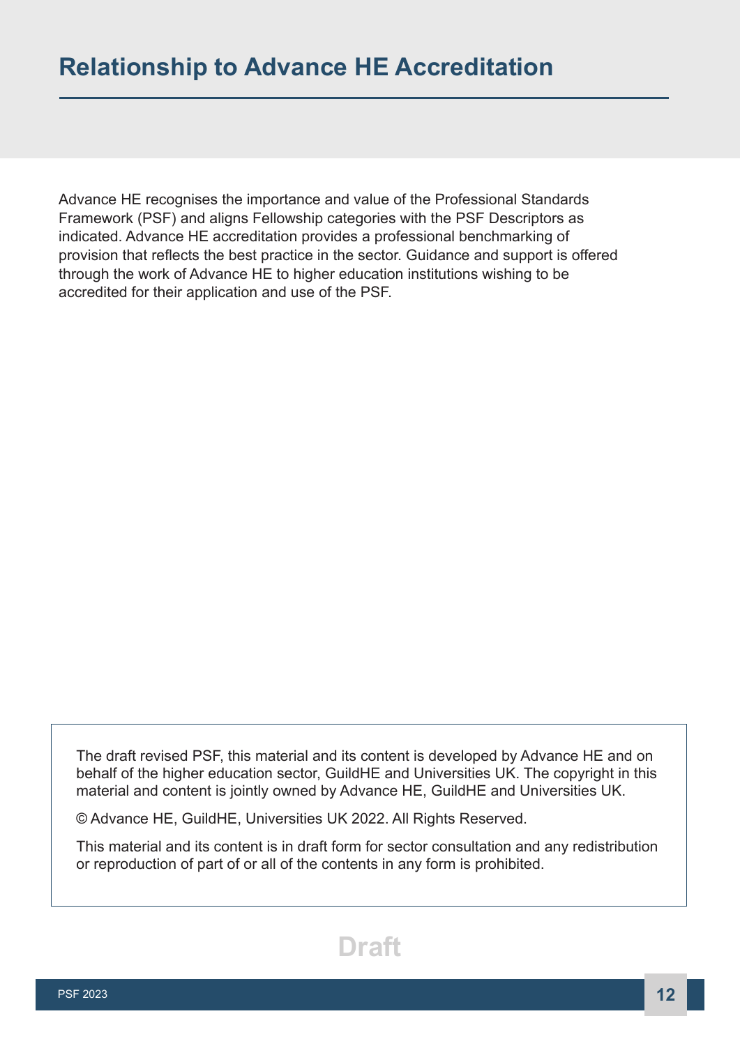# Relationship to Advance HE Accreditation

Advance HE recognises the importance and value of the Professional Standards Framework (PSF) and aligns Fellowship categories with the PSF Descriptors as indicated. Advance HE accreditation provides a professional benchmarking of provision that reflects the best practice in the sector. Guidance and support is offered through the work of Advance HE to higher education institutions wishing to be accredited for their application and use of the PSF.

The draft revised PSF, this material and its content is developed by Advance HE and on behalf of the higher education sector, GuildHE and Universities UK. The copyright in this material and content is jointly owned by Advance HE, GuildHE and Universities UK.

© Advance HE, GuildHE, Universities UK 2022. All Rights Reserved.

This material and its content is in draft form for sector consultation and any redistribution or reproduction of part of or all of the contents in any form is prohibited.

Draft